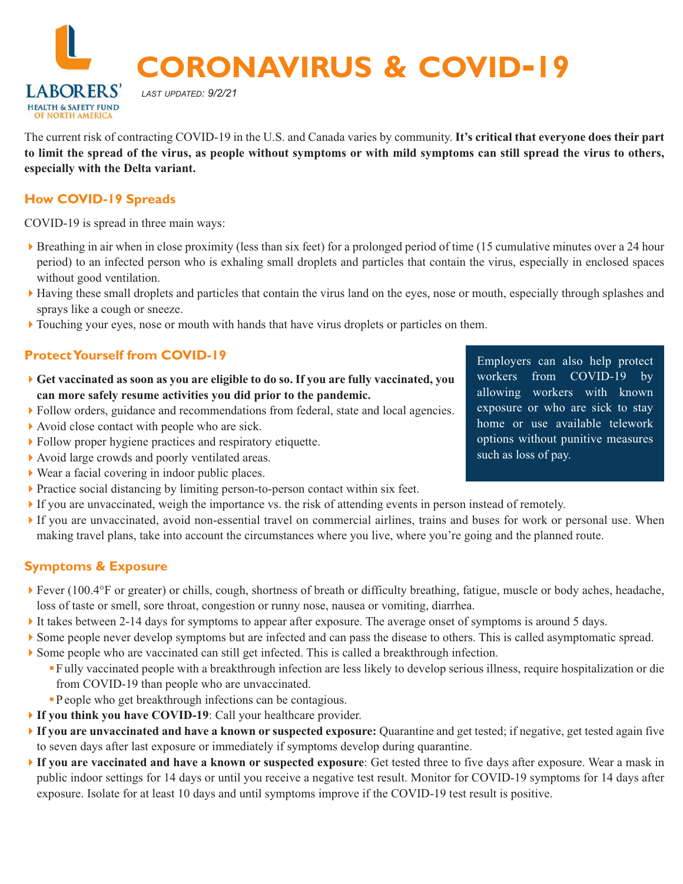LABORERS' HEALTH & SAFETY FUND OF NORTH AMERICA

# CORONAVIRUS & COVID-19

*LAST UPDATED: 9/2/21*

The current risk of contracting COVID-19 in the U.S. and Canada varies by community. **It's critical that everyone does their part to limit the spread of the virus, as people without symptoms or with mild symptoms can still spread the virus to others, especially with the Delta variant.**

## How COVID-19 Spreads

COVID-19 is spread in three main ways:

- Breathing in air when in close proximity (less than six feet) for a prolonged period of time (15 cumulative minutes over a 24 hour period) to an infected person who is exhaling small droplets and particles that contain the virus, especially in enclosed spaces without good ventilation.
- Having these small droplets and particles that contain the virus land on the eyes, nose or mouth, especially through splashes and sprays like a cough or sneeze.
- Touching your eyes, nose or mouth with hands that have virus droplets or particles on them.

## Protect Yourself from COVID-19

- **Get vaccinated as soon as you are eligible to do so. If you are fully vaccinated, you can more safely resume activities you did prior to the pandemic.**
- Follow orders, guidance and recommendations from federal, state and local agencies.
- Avoid close contact with people who are sick.
- Follow proper hygiene practices and respiratory etiquette.
- Avoid large crowds and poorly ventilated areas.
- Wear a facial covering in indoor public places.
- Practice social distancing by limiting person-to-person contact within six feet.
- If you are unvaccinated, weigh the importance vs. the risk of attending events in person instead of remotely.
- If you are unvaccinated, avoid non-essential travel on commercial airlines, trains and buses for work or personal use. When making travel plans, take into account the circumstances where you live, where you're going and the planned route.

Employers can also help protect workers from COVID-19 by allowing workers with known exposure or who are sick to stay home or use available telework options without punitive measures such as loss of pay.

## Symptoms & Exposure

- Fever (100.4°F or greater) or chills, cough, shortness of breath or difficulty breathing, fatigue, muscle or body aches, headache, loss of taste or smell, sore throat, congestion or runny nose, nausea or vomiting, diarrhea.
- It takes between 2-14 days for symptoms to appear after exposure. The average onset of symptoms is around 5 days.
- Some people never develop symptoms but are infected and can pass the disease to others. This is called asymptomatic spread.
- Some people who are vaccinated can still get infected. This is called a breakthrough infection.
  - Fully vaccinated people with a breakthrough infection are less likely to develop serious illness, require hospitalization or die from COVID-19 than people who are unvaccinated.
  - People who get breakthrough infections can be contagious.
- **If you think you have COVID-19**: Call your healthcare provider.
- **If you are unvaccinated and have a known or suspected exposure:** Quarantine and get tested; if negative, get tested again five to seven days after last exposure or immediately if symptoms develop during quarantine.
- **If you are vaccinated and have a known or suspected exposure**: Get tested three to five days after exposure. Wear a mask in public indoor settings for 14 days or until you receive a negative test result. Monitor for COVID-19 symptoms for 14 days after exposure. Isolate for at least 10 days and until symptoms improve if the COVID-19 test result is positive.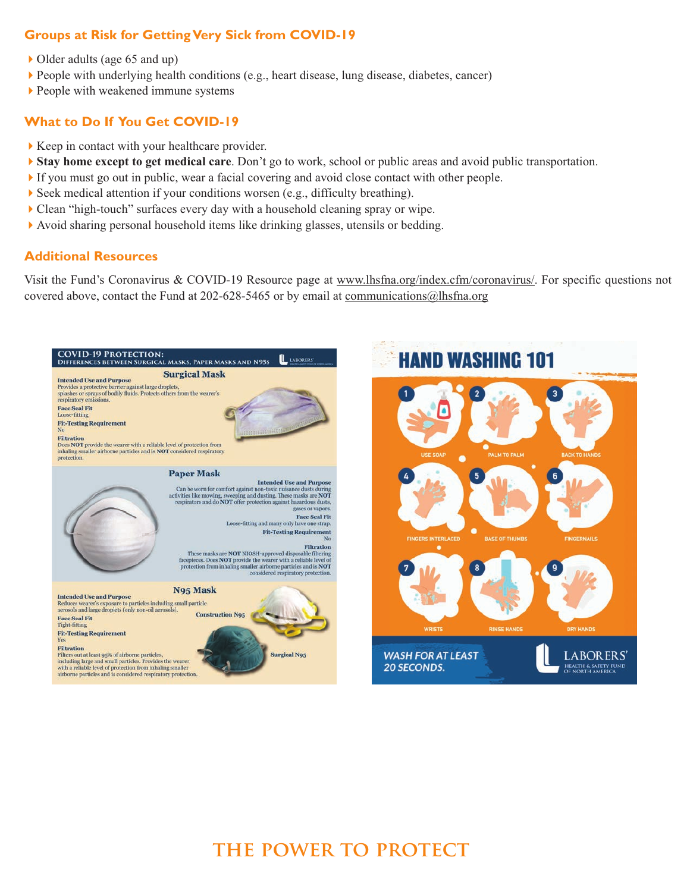## Groups at Risk for Getting Very Sick from COVID-19

- Older adults (age 65 and up)
- People with underlying health conditions (e.g., heart disease, lung disease, diabetes, cancer)
- People with weakened immune systems

## What to Do If You Get COVID-19

- Keep in contact with your healthcare provider.
- **Stay home except to get medical care**. Don't go to work, school or public areas and avoid public transportation.
- If you must go out in public, wear a facial covering and avoid close contact with other people.
- Seek medical attention if your conditions worsen (e.g., difficulty breathing).
- Clean "high-touch" surfaces every day with a household cleaning spray or wipe.
- Avoid sharing personal household items like drinking glasses, utensils or bedding.

## Additional Resources

Visit the Fund's Coronavirus & COVID-19 Resource page at www.lhsfna.org/index.cfm/coronavirus/. For specific questions not covered above, contact the Fund at 202-628-5465 or by email at communications@lhsfna.org

**COVID-19 Protection:**
**Differences between Surgical Masks, Paper Masks and N95s**

LABORERS'

### Surgical Mask

**Intended Use and Purpose**
Provides a protective barrier against large droplets, splashes or sprays of bodily fluids. Protects others from the wearer's respiratory emissions.

**Face Seal Fit**
Loose-fitting

**Fit-Testing Requirement**
No

**Filtration**
Does **NOT** provide the wearer with a reliable level of protection from inhaling smaller airborne particles and is **NOT** considered respiratory protection.

### Paper Mask

**Intended Use and Purpose**
Can be worn for comfort against non-toxic nuisance dusts during activities like mowing, sweeping and dusting. These masks are **NOT** respirators and do **NOT** offer protection against hazardous dusts, gases or vapors.

**Face Seal Fit**
Loose-fitting and many only have one strap.

**Fit-Testing Requirement**
No

**Filtration**
These masks are **NOT** NIOSH-approved disposable filtering facepieces. Does **NOT** provide the wearer with a reliable level of protection from inhaling smaller airborne particles and is **NOT** considered respiratory protection.

### N95 Mask

**Intended Use and Purpose**
Reduces wearer's exposure to particles including small particle aerosols and large droplets (only non-oil aerosols).

**Face Seal Fit**
Tight-fitting

**Fit-Testing Requirement**
Yes

**Filtration**
Filters out at least 95% of airborne particles, including large and small particles. Provides the wearer with a reliable level of protection from inhaling smaller airborne particles and is considered respiratory protection.

Construction N95

Surgical N95

## HAND WASHING 101

1. USE SOAP
2. PALM TO PALM
3. BACK TO HANDS
4. FINGERS INTERLACED
5. BASE OF THUMBS
6. FINGERNAILS
7. WRISTS
8. RINSE HANDS
9. DRY HANDS

*WASH FOR AT LEAST 20 SECONDS.*

LABORERS' HEALTH & SAFETY FUND OF NORTH AMERICA

THE POWER TO PROTECT